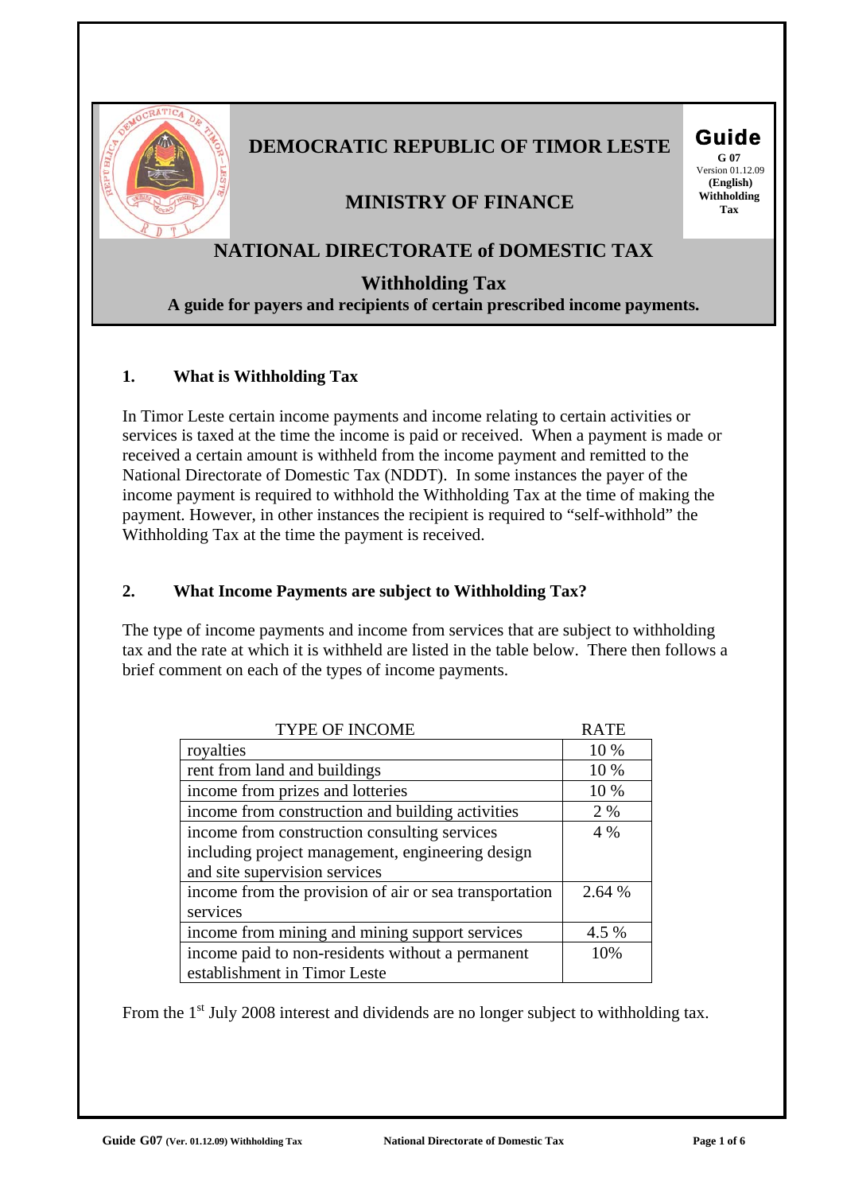# DEMOCRATIC REPUBLIC OF TIMOR LESTE

## MINISTRY OF FINANCE

**Guide**
**G 07**
Version 01.12.09
**(English)**
**Withholding Tax**

## NATIONAL DIRECTORATE of DOMESTIC TAX

## Withholding Tax

**A guide for payers and recipients of certain prescribed income payments.**

### 1. What is Withholding Tax

In Timor Leste certain income payments and income relating to certain activities or services is taxed at the time the income is paid or received. When a payment is made or received a certain amount is withheld from the income payment and remitted to the National Directorate of Domestic Tax (NDDT). In some instances the payer of the income payment is required to withhold the Withholding Tax at the time of making the payment. However, in other instances the recipient is required to "self-withhold" the Withholding Tax at the time the payment is received.

### 2. What Income Payments are subject to Withholding Tax?

The type of income payments and income from services that are subject to withholding tax and the rate at which it is withheld are listed in the table below. There then follows a brief comment on each of the types of income payments.

| TYPE OF INCOME | RATE |
|---|---|
| royalties | 10 % |
| rent from land and buildings | 10 % |
| income from prizes and lotteries | 10 % |
| income from construction and building activities | 2 % |
| income from construction consulting services including project management, engineering design and site supervision services | 4 % |
| income from the provision of air or sea transportation services | 2.64 % |
| income from mining and mining support services | 4.5 % |
| income paid to non-residents without a permanent establishment in Timor Leste | 10% |

From the 1st July 2008 interest and dividends are no longer subject to withholding tax.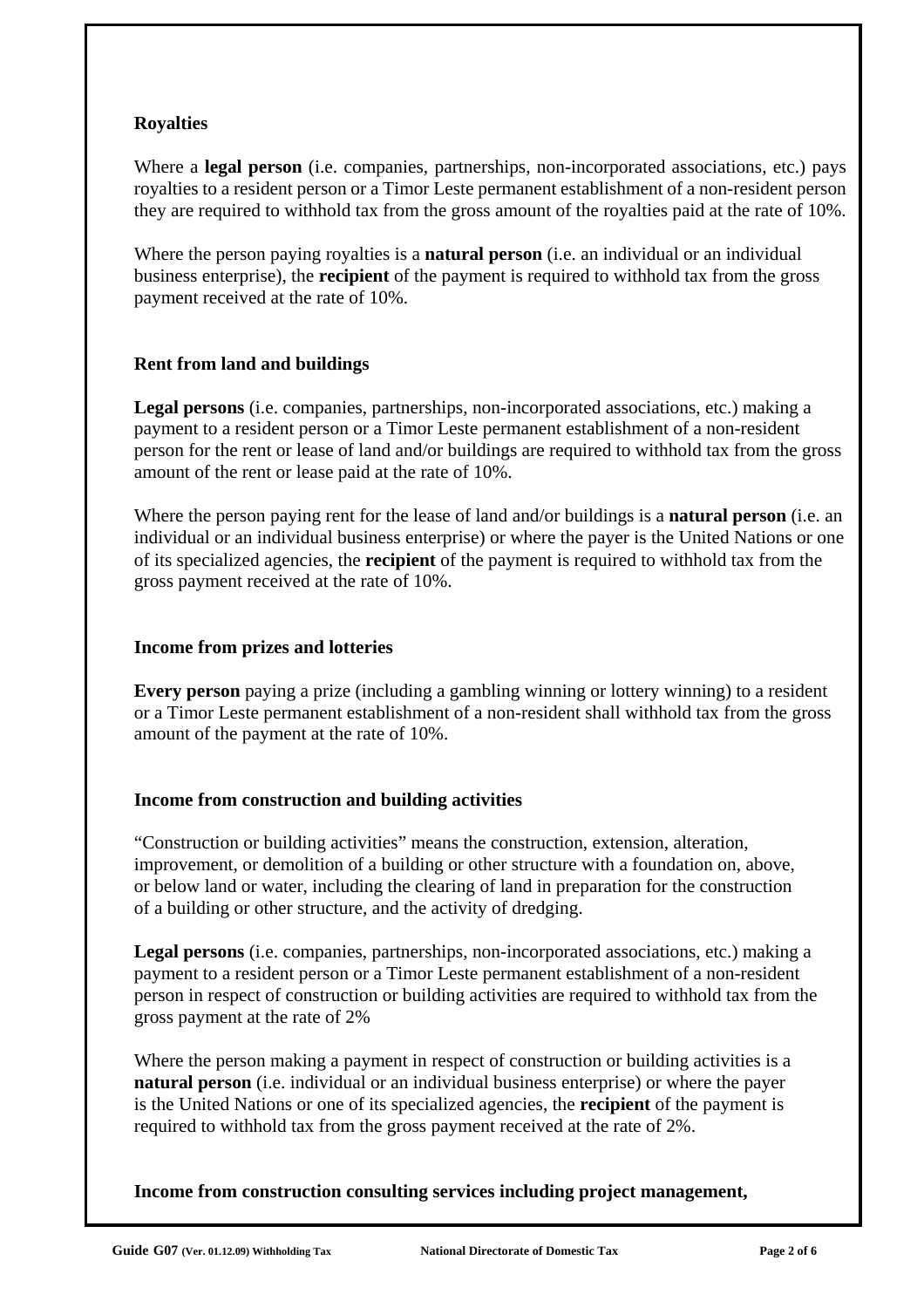### Royalties

Where a **legal person** (i.e. companies, partnerships, non-incorporated associations, etc.) pays royalties to a resident person or a Timor Leste permanent establishment of a non-resident person they are required to withhold tax from the gross amount of the royalties paid at the rate of 10%.

Where the person paying royalties is a **natural person** (i.e. an individual or an individual business enterprise), the **recipient** of the payment is required to withhold tax from the gross payment received at the rate of 10%.

### Rent from land and buildings

**Legal persons** (i.e. companies, partnerships, non-incorporated associations, etc.) making a payment to a resident person or a Timor Leste permanent establishment of a non-resident person for the rent or lease of land and/or buildings are required to withhold tax from the gross amount of the rent or lease paid at the rate of 10%.

Where the person paying rent for the lease of land and/or buildings is a **natural person** (i.e. an individual or an individual business enterprise) or where the payer is the United Nations or one of its specialized agencies, the **recipient** of the payment is required to withhold tax from the gross payment received at the rate of 10%.

### Income from prizes and lotteries

**Every person** paying a prize (including a gambling winning or lottery winning) to a resident or a Timor Leste permanent establishment of a non-resident shall withhold tax from the gross amount of the payment at the rate of 10%.

### Income from construction and building activities

"Construction or building activities" means the construction, extension, alteration, improvement, or demolition of a building or other structure with a foundation on, above, or below land or water, including the clearing of land in preparation for the construction of a building or other structure, and the activity of dredging.

**Legal persons** (i.e. companies, partnerships, non-incorporated associations, etc.) making a payment to a resident person or a Timor Leste permanent establishment of a non-resident person in respect of construction or building activities are required to withhold tax from the gross payment at the rate of 2%

Where the person making a payment in respect of construction or building activities is a **natural person** (i.e. individual or an individual business enterprise) or where the payer is the United Nations or one of its specialized agencies, the **recipient** of the payment is required to withhold tax from the gross payment received at the rate of 2%.

### Income from construction consulting services including project management,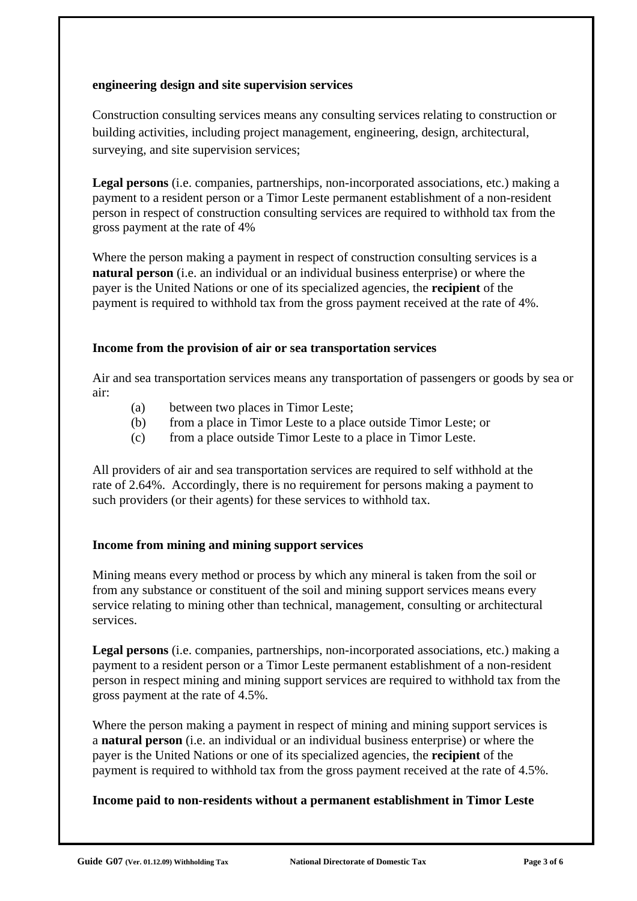**engineering design and site supervision services**

Construction consulting services means any consulting services relating to construction or building activities, including project management, engineering, design, architectural, surveying, and site supervision services;

**Legal persons** (i.e. companies, partnerships, non-incorporated associations, etc.) making a payment to a resident person or a Timor Leste permanent establishment of a non-resident person in respect of construction consulting services are required to withhold tax from the gross payment at the rate of 4%

Where the person making a payment in respect of construction consulting services is a **natural person** (i.e. an individual or an individual business enterprise) or where the payer is the United Nations or one of its specialized agencies, the **recipient** of the payment is required to withhold tax from the gross payment received at the rate of 4%.

**Income from the provision of air or sea transportation services**

Air and sea transportation services means any transportation of passengers or goods by sea or air:

- (a) between two places in Timor Leste;
- (b) from a place in Timor Leste to a place outside Timor Leste; or
- (c) from a place outside Timor Leste to a place in Timor Leste.

All providers of air and sea transportation services are required to self withhold at the rate of 2.64%. Accordingly, there is no requirement for persons making a payment to such providers (or their agents) for these services to withhold tax.

**Income from mining and mining support services**

Mining means every method or process by which any mineral is taken from the soil or from any substance or constituent of the soil and mining support services means every service relating to mining other than technical, management, consulting or architectural services.

**Legal persons** (i.e. companies, partnerships, non-incorporated associations, etc.) making a payment to a resident person or a Timor Leste permanent establishment of a non-resident person in respect mining and mining support services are required to withhold tax from the gross payment at the rate of 4.5%.

Where the person making a payment in respect of mining and mining support services is a **natural person** (i.e. an individual or an individual business enterprise) or where the payer is the United Nations or one of its specialized agencies, the **recipient** of the payment is required to withhold tax from the gross payment received at the rate of 4.5%.

**Income paid to non-residents without a permanent establishment in Timor Leste**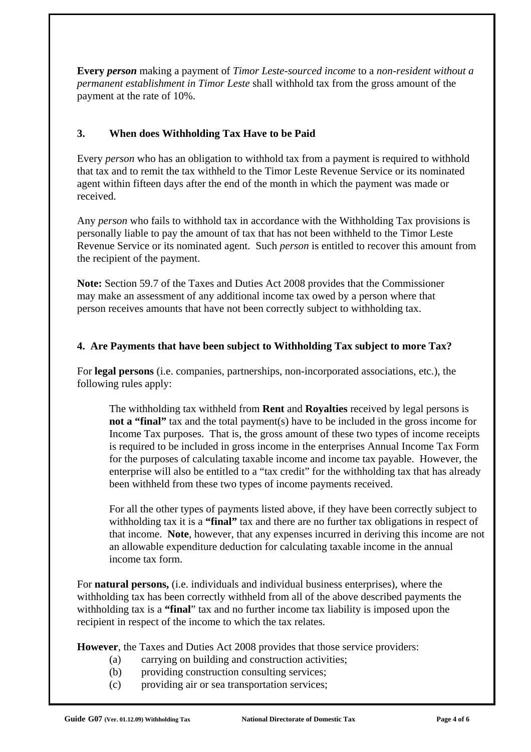**Every** ***person*** making a payment of *Timor Leste-sourced income* to a *non-resident without a permanent establishment in Timor Leste* shall withhold tax from the gross amount of the payment at the rate of 10%.

### 3. When does Withholding Tax Have to be Paid

Every *person* who has an obligation to withhold tax from a payment is required to withhold that tax and to remit the tax withheld to the Timor Leste Revenue Service or its nominated agent within fifteen days after the end of the month in which the payment was made or received.

Any *person* who fails to withhold tax in accordance with the Withholding Tax provisions is personally liable to pay the amount of tax that has not been withheld to the Timor Leste Revenue Service or its nominated agent. Such *person* is entitled to recover this amount from the recipient of the payment.

**Note:** Section 59.7 of the Taxes and Duties Act 2008 provides that the Commissioner may make an assessment of any additional income tax owed by a person where that person receives amounts that have not been correctly subject to withholding tax.

### 4. Are Payments that have been subject to Withholding Tax subject to more Tax?

For **legal persons** (i.e. companies, partnerships, non-incorporated associations, etc.), the following rules apply:

> The withholding tax withheld from **Rent** and **Royalties** received by legal persons is **not a "final"** tax and the total payment(s) have to be included in the gross income for Income Tax purposes. That is, the gross amount of these two types of income receipts is required to be included in gross income in the enterprises Annual Income Tax Form for the purposes of calculating taxable income and income tax payable. However, the enterprise will also be entitled to a "tax credit" for the withholding tax that has already been withheld from these two types of income payments received.
>
> For all the other types of payments listed above, if they have been correctly subject to withholding tax it is a **"final"** tax and there are no further tax obligations in respect of that income. **Note**, however, that any expenses incurred in deriving this income are not an allowable expenditure deduction for calculating taxable income in the annual income tax form.

For **natural persons,** (i.e. individuals and individual business enterprises), where the withholding tax has been correctly withheld from all of the above described payments the withholding tax is a **"final**" tax and no further income tax liability is imposed upon the recipient in respect of the income to which the tax relates.

**However**, the Taxes and Duties Act 2008 provides that those service providers:

(a) carrying on building and construction activities;
(b) providing construction consulting services;
(c) providing air or sea transportation services;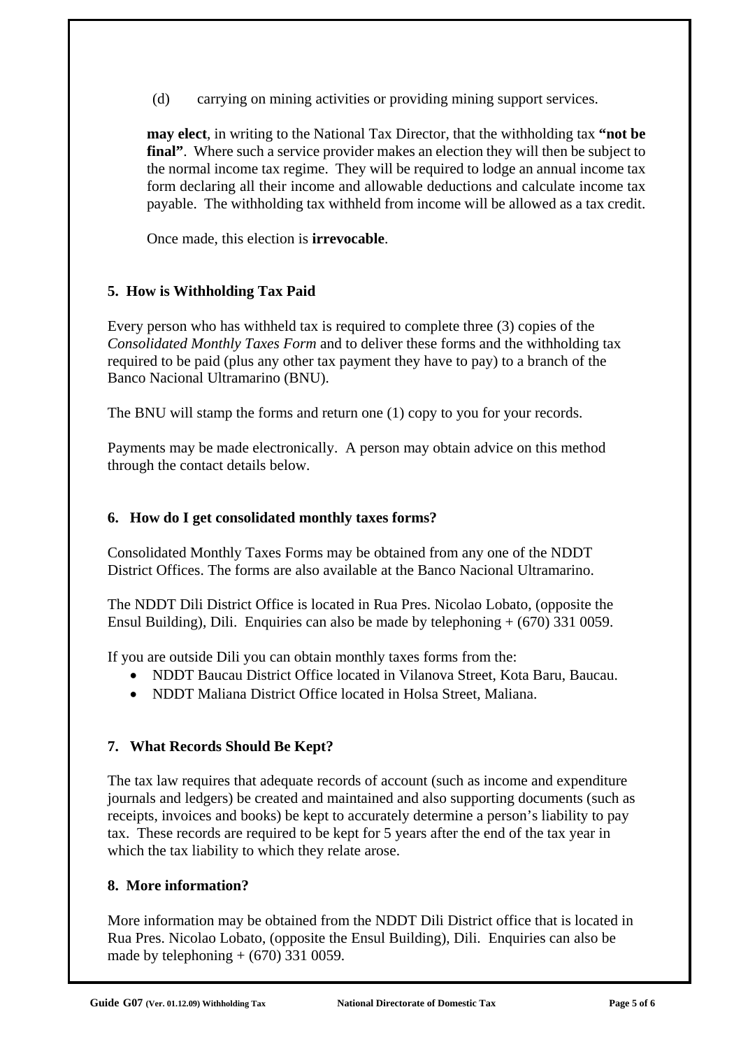(d) carrying on mining activities or providing mining support services.

**may elect**, in writing to the National Tax Director, that the withholding tax **"not be final"**. Where such a service provider makes an election they will then be subject to the normal income tax regime. They will be required to lodge an annual income tax form declaring all their income and allowable deductions and calculate income tax payable. The withholding tax withheld from income will be allowed as a tax credit.

Once made, this election is **irrevocable**.

## 5. How is Withholding Tax Paid

Every person who has withheld tax is required to complete three (3) copies of the *Consolidated Monthly Taxes Form* and to deliver these forms and the withholding tax required to be paid (plus any other tax payment they have to pay) to a branch of the Banco Nacional Ultramarino (BNU).

The BNU will stamp the forms and return one (1) copy to you for your records.

Payments may be made electronically. A person may obtain advice on this method through the contact details below.

## 6. How do I get consolidated monthly taxes forms?

Consolidated Monthly Taxes Forms may be obtained from any one of the NDDT District Offices. The forms are also available at the Banco Nacional Ultramarino.

The NDDT Dili District Office is located in Rua Pres. Nicolao Lobato, (opposite the Ensul Building), Dili. Enquiries can also be made by telephoning + (670) 331 0059.

If you are outside Dili you can obtain monthly taxes forms from the:

- NDDT Baucau District Office located in Vilanova Street, Kota Baru, Baucau.
- NDDT Maliana District Office located in Holsa Street, Maliana.

## 7. What Records Should Be Kept?

The tax law requires that adequate records of account (such as income and expenditure journals and ledgers) be created and maintained and also supporting documents (such as receipts, invoices and books) be kept to accurately determine a person's liability to pay tax. These records are required to be kept for 5 years after the end of the tax year in which the tax liability to which they relate arose.

## 8. More information?

More information may be obtained from the NDDT Dili District office that is located in Rua Pres. Nicolao Lobato, (opposite the Ensul Building), Dili. Enquiries can also be made by telephoning + (670) 331 0059.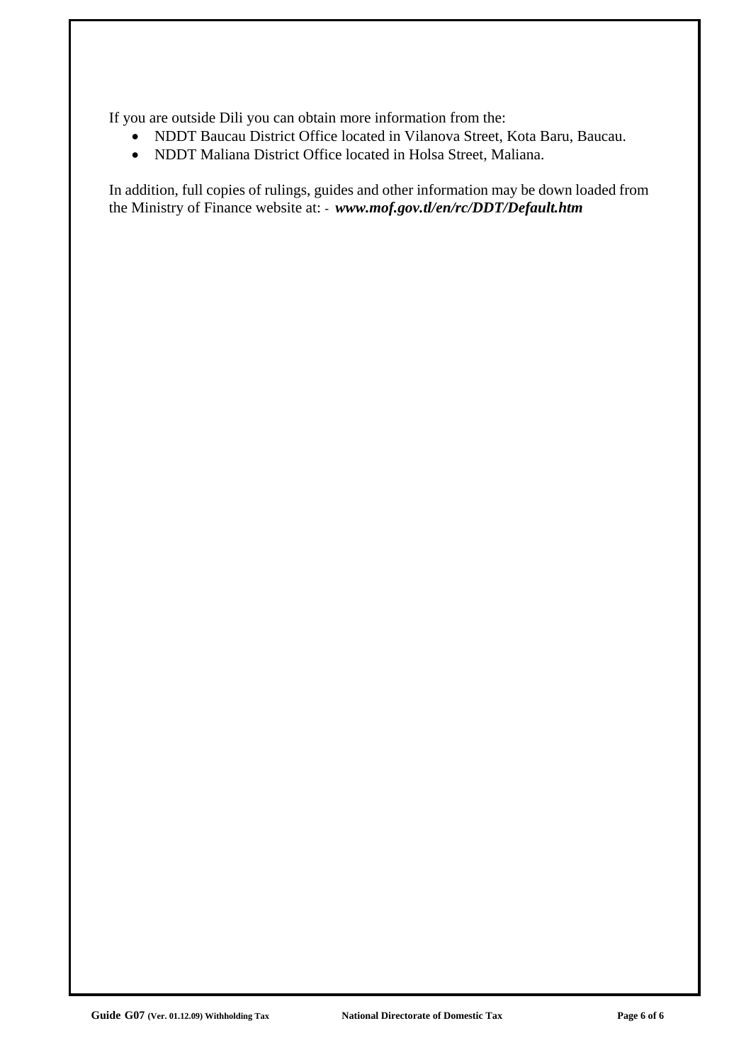If you are outside Dili you can obtain more information from the:

- NDDT Baucau District Office located in Vilanova Street, Kota Baru, Baucau.
- NDDT Maliana District Office located in Holsa Street, Maliana.

In addition, full copies of rulings, guides and other information may be down loaded from the Ministry of Finance website at: - ***www.mof.gov.tl/en/rc/DDT/Default.htm***